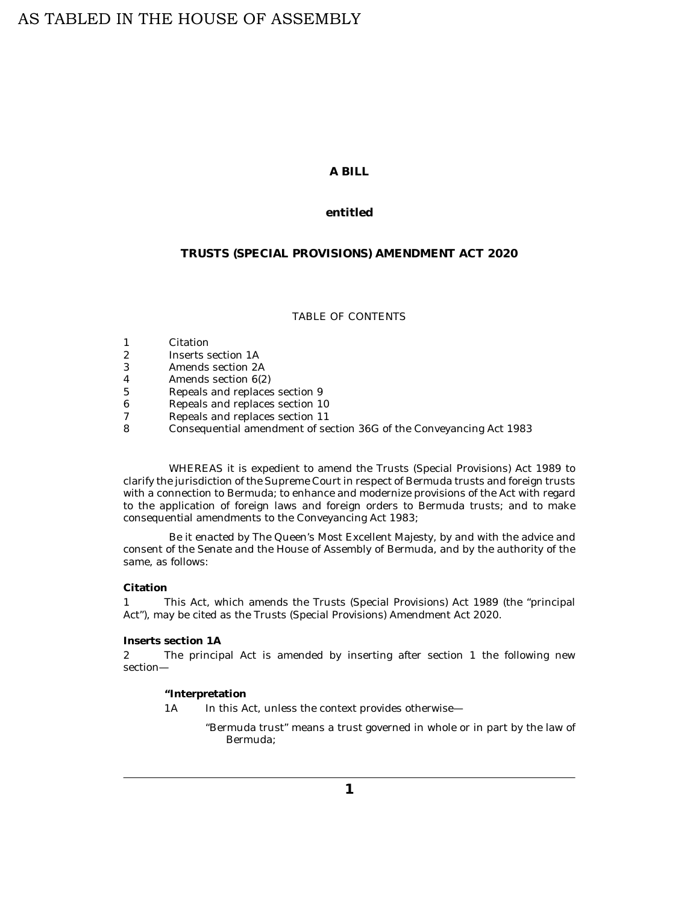AS TABLED IN THE HOUSE OF ASSEMBLY

**A BILL**

**entitled**

# TRUSTS (SPECIAL PROVISIONS) AMENDMENT ACT 2020

TABLE OF CONTENTS

1 Citation
2 Inserts section 1A
3 Amends section 2A
4 Amends section 6(2)
5 Repeals and replaces section 9
6 Repeals and replaces section 10
7 Repeals and replaces section 11
8 Consequential amendment of section 36G of the Conveyancing Act 1983

WHEREAS it is expedient to amend the Trusts (Special Provisions) Act 1989 to clarify the jurisdiction of the Supreme Court in respect of Bermuda trusts and foreign trusts with a connection to Bermuda; to enhance and modernize provisions of the Act with regard to the application of foreign laws and foreign orders to Bermuda trusts; and to make consequential amendments to the Conveyancing Act 1983;

Be it enacted by The Queen's Most Excellent Majesty, by and with the advice and consent of the Senate and the House of Assembly of Bermuda, and by the authority of the same, as follows:

**Citation**

1 This Act, which amends the Trusts (Special Provisions) Act 1989 (the "principal Act"), may be cited as the Trusts (Special Provisions) Amendment Act 2020.

**Inserts section 1A**

2 The principal Act is amended by inserting after section 1 the following new section—

**"Interpretation**

1A In this Act, unless the context provides otherwise—

"Bermuda trust" means a trust governed in whole or in part by the law of Bermuda;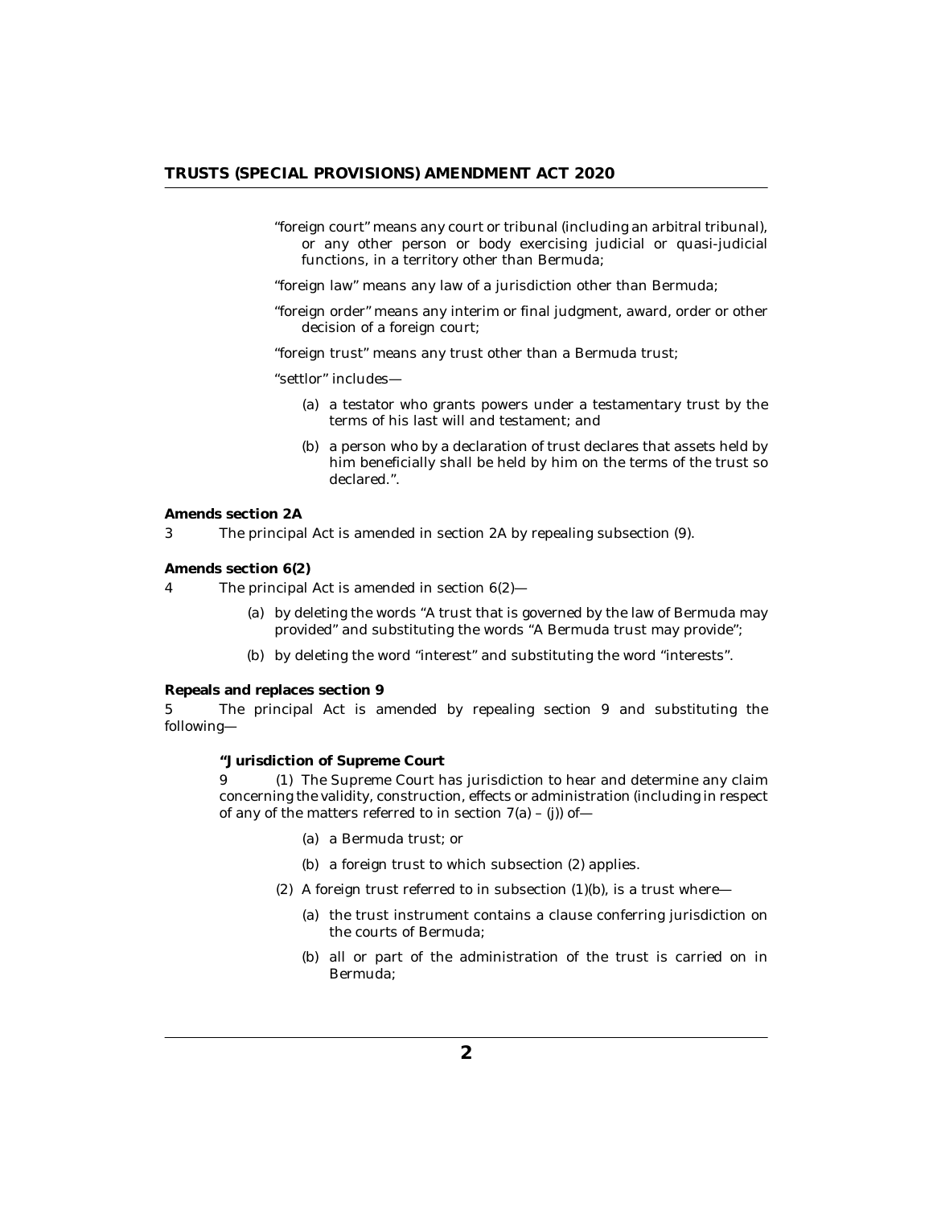"foreign court" means any court or tribunal (including an arbitral tribunal), or any other person or body exercising judicial or quasi-judicial functions, in a territory other than Bermuda;

"foreign law" means any law of a jurisdiction other than Bermuda;

"foreign order" means any interim or final judgment, award, order or other decision of a foreign court;

"foreign trust" means any trust other than a Bermuda trust;

"settlor" includes—

(a) a testator who grants powers under a testamentary trust by the terms of his last will and testament; and

(b) a person who by a declaration of trust declares that assets held by him beneficially shall be held by him on the terms of the trust so declared.".

**Amends section 2A**

3 The principal Act is amended in section 2A by repealing subsection (9).

**Amends section 6(2)**

4 The principal Act is amended in section 6(2)—

(a) by deleting the words "A trust that is governed by the law of Bermuda may provided" and substituting the words "A Bermuda trust may provide";

(b) by deleting the word "interest" and substituting the word "interests".

**Repeals and replaces section 9**

5 The principal Act is amended by repealing section 9 and substituting the following—

**"Jurisdiction of Supreme Court**

9 (1) The Supreme Court has jurisdiction to hear and determine any claim concerning the validity, construction, effects or administration (including in respect of any of the matters referred to in section 7(a) – (j)) of—

(a) a Bermuda trust; or

(b) a foreign trust to which subsection (2) applies.

(2) A foreign trust referred to in subsection (1)(b), is a trust where—

(a) the trust instrument contains a clause conferring jurisdiction on the courts of Bermuda;

(b) all or part of the administration of the trust is carried on in Bermuda;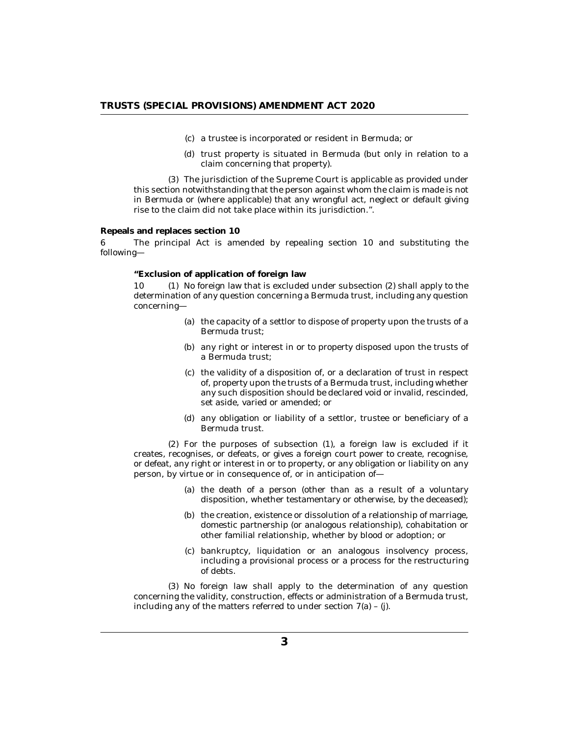(c) a trustee is incorporated or resident in Bermuda; or

(d) trust property is situated in Bermuda (but only in relation to a claim concerning that property).

(3) The jurisdiction of the Supreme Court is applicable as provided under this section notwithstanding that the person against whom the claim is made is not in Bermuda or (where applicable) that any wrongful act, neglect or default giving rise to the claim did not take place within its jurisdiction.".

**Repeals and replaces section 10**

6 The principal Act is amended by repealing section 10 and substituting the following—

**"Exclusion of application of foreign law**

10 (1) No foreign law that is excluded under subsection (2) shall apply to the determination of any question concerning a Bermuda trust, including any question concerning—

(a) the capacity of a settlor to dispose of property upon the trusts of a Bermuda trust;

(b) any right or interest in or to property disposed upon the trusts of a Bermuda trust;

(c) the validity of a disposition of, or a declaration of trust in respect of, property upon the trusts of a Bermuda trust, including whether any such disposition should be declared void or invalid, rescinded, set aside, varied or amended; or

(d) any obligation or liability of a settlor, trustee or beneficiary of a Bermuda trust.

(2) For the purposes of subsection (1), a foreign law is excluded if it creates, recognises, or defeats, or gives a foreign court power to create, recognise, or defeat, any right or interest in or to property, or any obligation or liability on any person, by virtue or in consequence of, or in anticipation of—

(a) the death of a person (other than as a result of a voluntary disposition, whether testamentary or otherwise, by the deceased);

(b) the creation, existence or dissolution of a relationship of marriage, domestic partnership (or analogous relationship), cohabitation or other familial relationship, whether by blood or adoption; or

(c) bankruptcy, liquidation or an analogous insolvency process, including a provisional process or a process for the restructuring of debts.

(3) No foreign law shall apply to the determination of any question concerning the validity, construction, effects or administration of a Bermuda trust, including any of the matters referred to under section 7(a) – (j).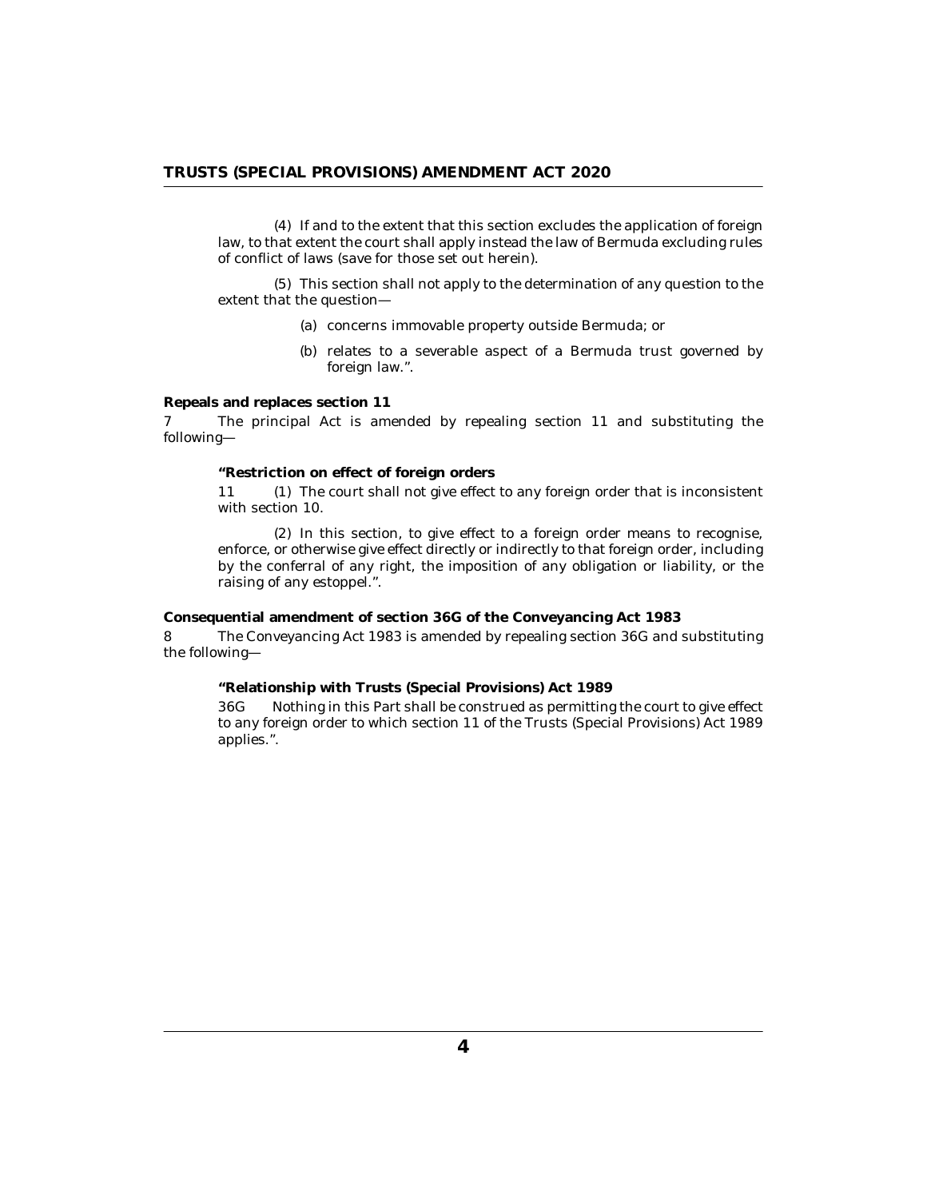(4) If and to the extent that this section excludes the application of foreign law, to that extent the court shall apply instead the law of Bermuda excluding rules of conflict of laws (save for those set out herein).

(5) This section shall not apply to the determination of any question to the extent that the question—

(a) concerns immovable property outside Bermuda; or

(b) relates to a severable aspect of a Bermuda trust governed by foreign law.".

**Repeals and replaces section 11**

7 The principal Act is amended by repealing section 11 and substituting the following—

**"Restriction on effect of foreign orders**

11 (1) The court shall not give effect to any foreign order that is inconsistent with section 10.

(2) In this section, to give effect to a foreign order means to recognise, enforce, or otherwise give effect directly or indirectly to that foreign order, including by the conferral of any right, the imposition of any obligation or liability, or the raising of any estoppel.".

**Consequential amendment of section 36G of the Conveyancing Act 1983**

8 The Conveyancing Act 1983 is amended by repealing section 36G and substituting the following—

**"Relationship with Trusts (Special Provisions) Act 1989**

36G Nothing in this Part shall be construed as permitting the court to give effect to any foreign order to which section 11 of the Trusts (Special Provisions) Act 1989 applies.".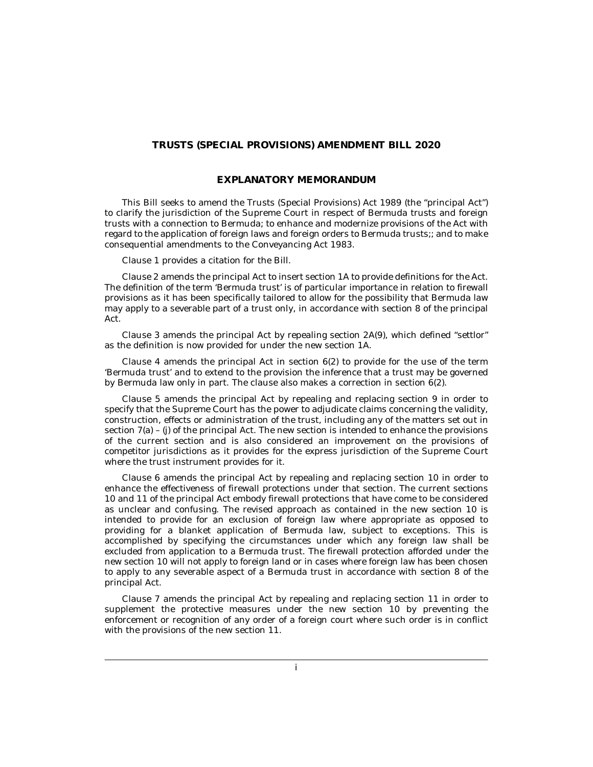## TRUSTS (SPECIAL PROVISIONS) AMENDMENT BILL 2020

### EXPLANATORY MEMORANDUM

This Bill seeks to amend the Trusts (Special Provisions) Act 1989 (the "principal Act") to clarify the jurisdiction of the Supreme Court in respect of Bermuda trusts and foreign trusts with a connection to Bermuda; to enhance and modernize provisions of the Act with regard to the application of foreign laws and foreign orders to Bermuda trusts;; and to make consequential amendments to the Conveyancing Act 1983.

Clause 1 provides a citation for the Bill.

Clause 2 amends the principal Act to insert section 1A to provide definitions for the Act. The definition of the term 'Bermuda trust' is of particular importance in relation to firewall provisions as it has been specifically tailored to allow for the possibility that Bermuda law may apply to a severable part of a trust only, in accordance with section 8 of the principal Act.

Clause 3 amends the principal Act by repealing section 2A(9), which defined "settlor" as the definition is now provided for under the new section 1A.

Clause 4 amends the principal Act in section 6(2) to provide for the use of the term 'Bermuda trust' and to extend to the provision the inference that a trust may be governed by Bermuda law only in part. The clause also makes a correction in section 6(2).

Clause 5 amends the principal Act by repealing and replacing section 9 in order to specify that the Supreme Court has the power to adjudicate claims concerning the validity, construction, effects or administration of the trust, including any of the matters set out in section 7(a) – (j) of the principal Act. The new section is intended to enhance the provisions of the current section and is also considered an improvement on the provisions of competitor jurisdictions as it provides for the express jurisdiction of the Supreme Court where the trust instrument provides for it.

Clause 6 amends the principal Act by repealing and replacing section 10 in order to enhance the effectiveness of firewall protections under that section. The current sections 10 and 11 of the principal Act embody firewall protections that have come to be considered as unclear and confusing. The revised approach as contained in the new section 10 is intended to provide for an exclusion of foreign law where appropriate as opposed to providing for a blanket application of Bermuda law, subject to exceptions. This is accomplished by specifying the circumstances under which any foreign law shall be excluded from application to a Bermuda trust. The firewall protection afforded under the new section 10 will not apply to foreign land or in cases where foreign law has been chosen to apply to any severable aspect of a Bermuda trust in accordance with section 8 of the principal Act.

Clause 7 amends the principal Act by repealing and replacing section 11 in order to supplement the protective measures under the new section 10 by preventing the enforcement or recognition of any order of a foreign court where such order is in conflict with the provisions of the new section 11.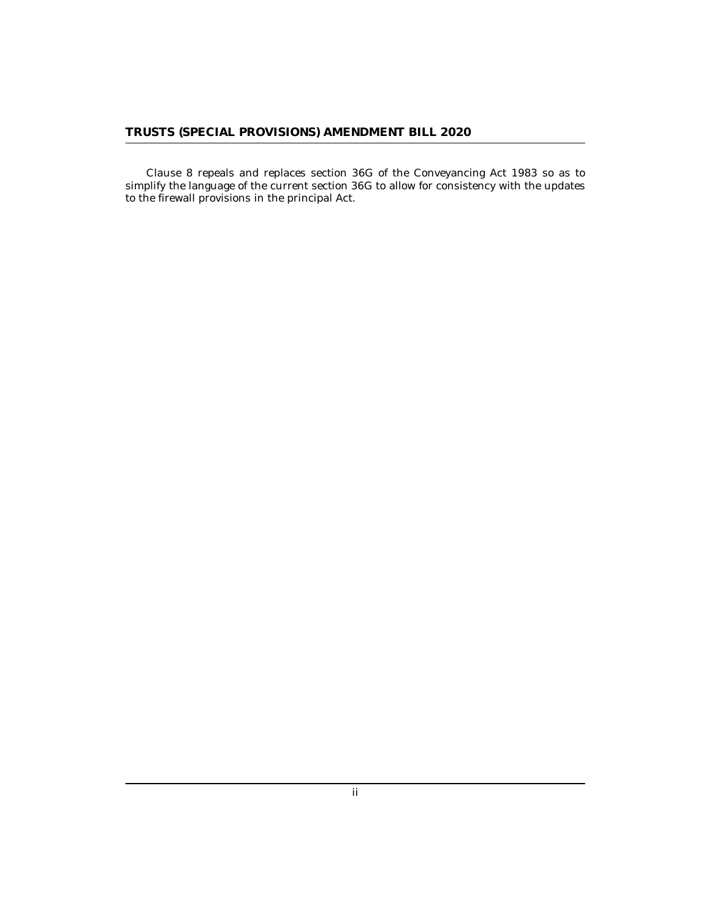Clause 8 repeals and replaces section 36G of the Conveyancing Act 1983 so as to simplify the language of the current section 36G to allow for consistency with the updates to the firewall provisions in the principal Act.